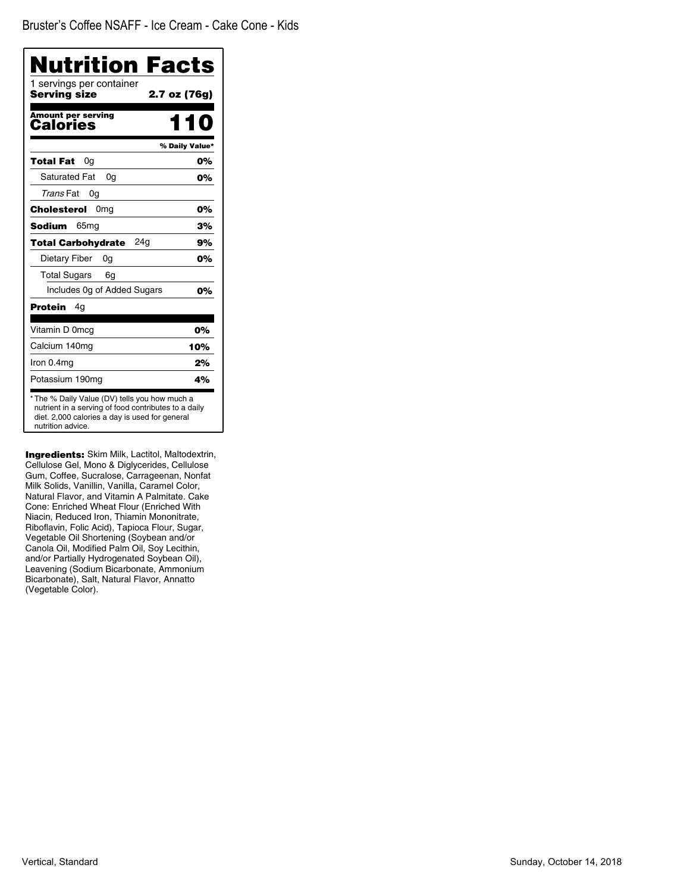Bruster's Coffee NSAFF - Ice Cream - Cake Cone - Kids

# Nutrition Facts

1 servings per container

**Serving size** **2.7 oz (76g)**

**Amount per serving**
**Calories** **110**

| | % Daily Value* |
|---|---|
| **Total Fat** 0g | **0%** |
| Saturated Fat 0g | **0%** |
| *Trans* Fat 0g | |
| **Cholesterol** 0mg | **0%** |
| **Sodium** 65mg | **3%** |
| **Total Carbohydrate** 24g | **9%** |
| Dietary Fiber 0g | **0%** |
| Total Sugars 6g | |
| Includes 0g of Added Sugars | **0%** |
| **Protein** 4g | |
| Vitamin D 0mcg | **0%** |
| Calcium 140mg | **10%** |
| Iron 0.4mg | **2%** |
| Potassium 190mg | **4%** |

* The % Daily Value (DV) tells you how much a nutrient in a serving of food contributes to a daily diet. 2,000 calories a day is used for general nutrition advice.

**Ingredients:** Skim Milk, Lactitol, Maltodextrin, Cellulose Gel, Mono & Diglycerides, Cellulose Gum, Coffee, Sucralose, Carrageenan, Nonfat Milk Solids, Vanillin, Vanilla, Caramel Color, Natural Flavor, and Vitamin A Palmitate. Cake Cone: Enriched Wheat Flour (Enriched With Niacin, Reduced Iron, Thiamin Mononitrate, Riboflavin, Folic Acid), Tapioca Flour, Sugar, Vegetable Oil Shortening (Soybean and/or Canola Oil, Modified Palm Oil, Soy Lecithin, and/or Partially Hydrogenated Soybean Oil), Leavening (Sodium Bicarbonate, Ammonium Bicarbonate), Salt, Natural Flavor, Annatto (Vegetable Color).

Vertical, Standard

Sunday, October 14, 2018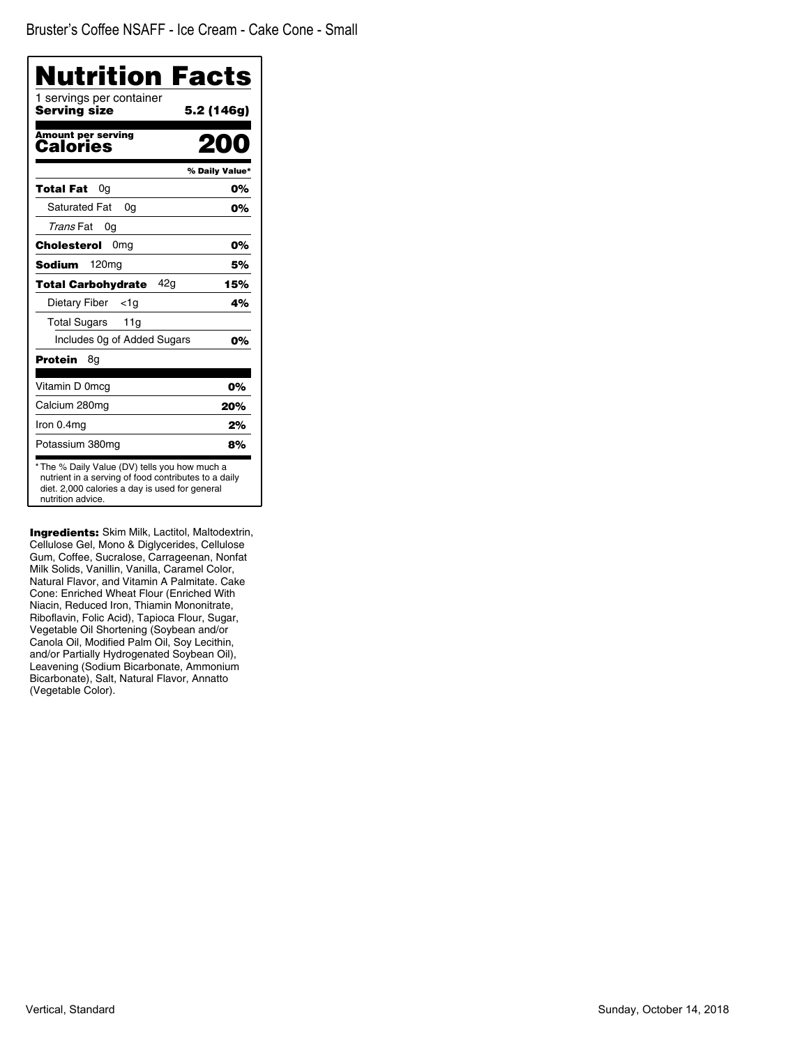Bruster's Coffee NSAFF - Ice Cream - Cake Cone - Small

# Nutrition Facts

1 servings per container

**Serving size** **5.2 (146g)**

**Amount per serving**

**Calories** **200**

| | % Daily Value* |
|---|---|
| **Total Fat** 0g | **0%** |
| Saturated Fat 0g | **0%** |
| *Trans* Fat 0g | |
| **Cholesterol** 0mg | **0%** |
| **Sodium** 120mg | **5%** |
| **Total Carbohydrate** 42g | **15%** |
| Dietary Fiber <1g | **4%** |
| Total Sugars 11g | |
| Includes 0g of Added Sugars | **0%** |
| **Protein** 8g | |
| Vitamin D 0mcg | **0%** |
| Calcium 280mg | **20%** |
| Iron 0.4mg | **2%** |
| Potassium 380mg | **8%** |

* The % Daily Value (DV) tells you how much a nutrient in a serving of food contributes to a daily diet. 2,000 calories a day is used for general nutrition advice.

**Ingredients:** Skim Milk, Lactitol, Maltodextrin, Cellulose Gel, Mono & Diglycerides, Cellulose Gum, Coffee, Sucralose, Carrageenan, Nonfat Milk Solids, Vanillin, Vanilla, Caramel Color, Natural Flavor, and Vitamin A Palmitate. Cake Cone: Enriched Wheat Flour (Enriched With Niacin, Reduced Iron, Thiamin Mononitrate, Riboflavin, Folic Acid), Tapioca Flour, Sugar, Vegetable Oil Shortening (Soybean and/or Canola Oil, Modified Palm Oil, Soy Lecithin, and/or Partially Hydrogenated Soybean Oil), Leavening (Sodium Bicarbonate, Ammonium Bicarbonate), Salt, Natural Flavor, Annatto (Vegetable Color).

Vertical, Standard

Sunday, October 14, 2018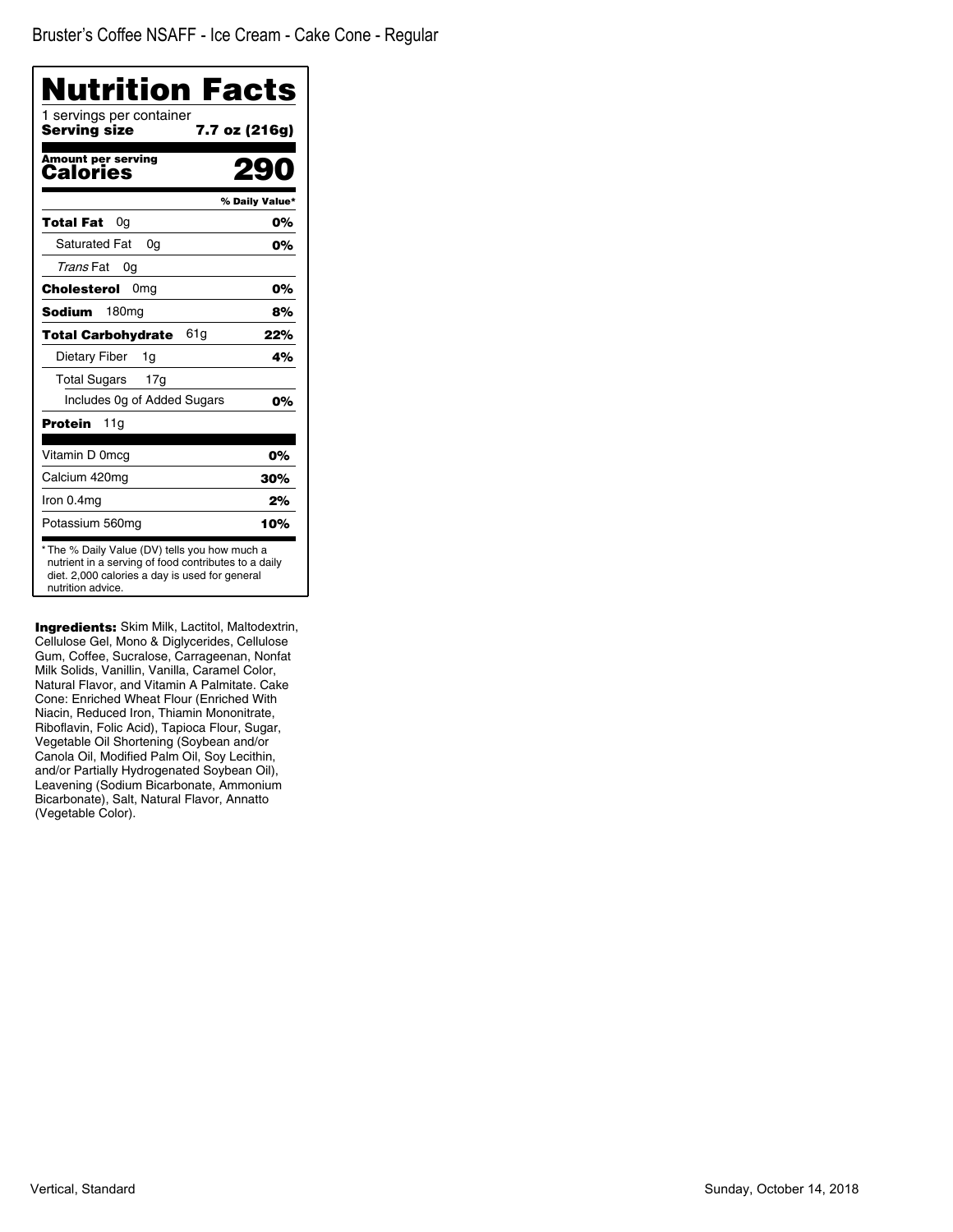Bruster's Coffee NSAFF - Ice Cream - Cake Cone - Regular

# Nutrition Facts

1 servings per container

**Serving size** **7.7 oz (216g)**

**Amount per serving**

**Calories** **290**

| | % Daily Value* |
|---|---|
| **Total Fat** 0g | **0%** |
| Saturated Fat 0g | **0%** |
| *Trans* Fat 0g | |
| **Cholesterol** 0mg | **0%** |
| **Sodium** 180mg | **8%** |
| **Total Carbohydrate** 61g | **22%** |
| Dietary Fiber 1g | **4%** |
| Total Sugars 17g | |
| Includes 0g of Added Sugars | **0%** |
| **Protein** 11g | |
| Vitamin D 0mcg | **0%** |
| Calcium 420mg | **30%** |
| Iron 0.4mg | **2%** |
| Potassium 560mg | **10%** |

* The % Daily Value (DV) tells you how much a nutrient in a serving of food contributes to a daily diet. 2,000 calories a day is used for general nutrition advice.

**Ingredients:** Skim Milk, Lactitol, Maltodextrin, Cellulose Gel, Mono & Diglycerides, Cellulose Gum, Coffee, Sucralose, Carrageenan, Nonfat Milk Solids, Vanillin, Vanilla, Caramel Color, Natural Flavor, and Vitamin A Palmitate. Cake Cone: Enriched Wheat Flour (Enriched With Niacin, Reduced Iron, Thiamin Mononitrate, Riboflavin, Folic Acid), Tapioca Flour, Sugar, Vegetable Oil Shortening (Soybean and/or Canola Oil, Modified Palm Oil, Soy Lecithin, and/or Partially Hydrogenated Soybean Oil), Leavening (Sodium Bicarbonate, Ammonium Bicarbonate), Salt, Natural Flavor, Annatto (Vegetable Color).

Vertical, Standard

Sunday, October 14, 2018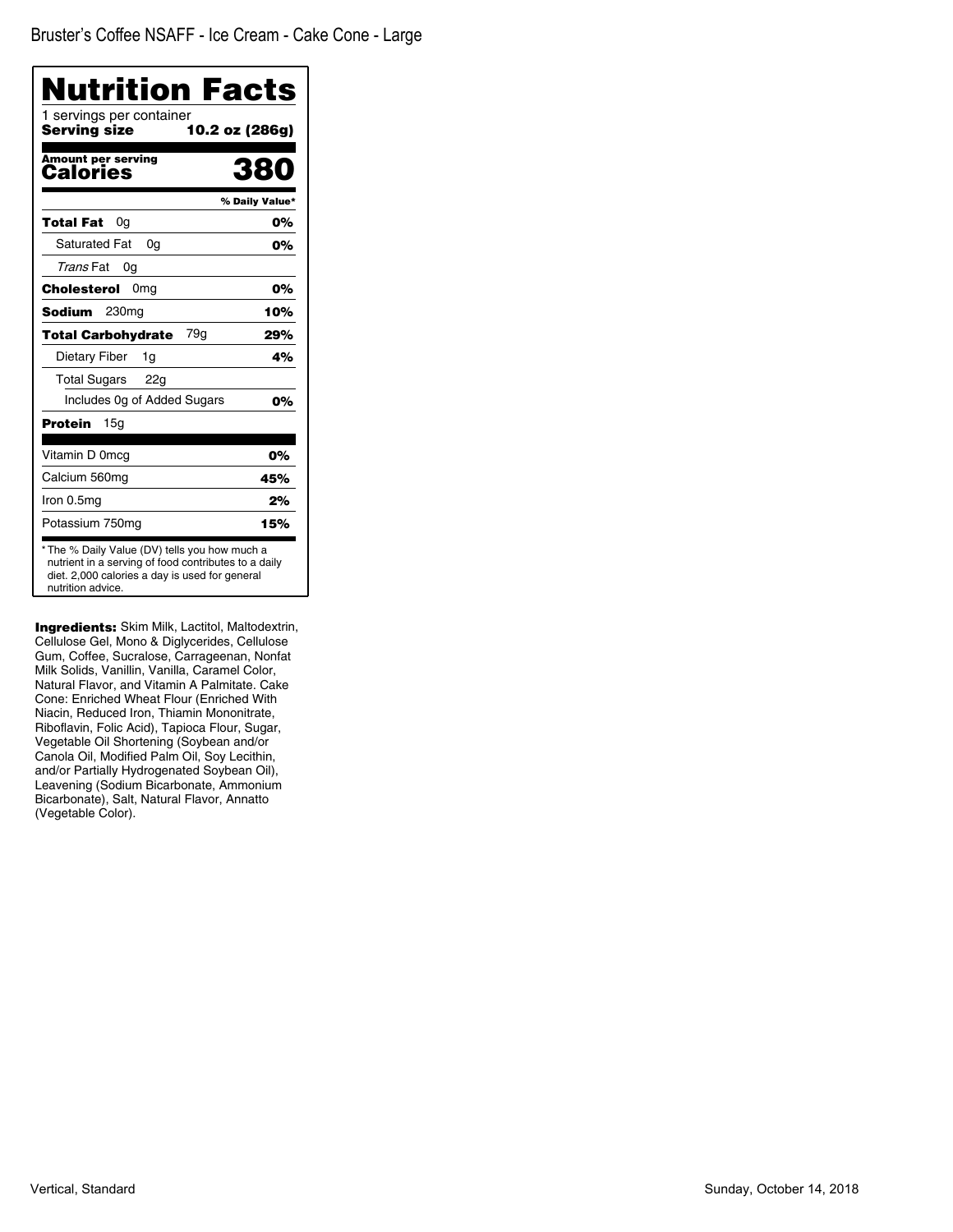Bruster's Coffee NSAFF - Ice Cream - Cake Cone - Large

# Nutrition Facts

1 servings per container

**Serving size** **10.2 oz (286g)**

**Amount per serving**
**Calories** **380**

| | % Daily Value* |
|---|---|
| **Total Fat** 0g | **0%** |
| Saturated Fat 0g | **0%** |
| *Trans* Fat 0g | |
| **Cholesterol** 0mg | **0%** |
| **Sodium** 230mg | **10%** |
| **Total Carbohydrate** 79g | **29%** |
| Dietary Fiber 1g | **4%** |
| Total Sugars 22g | |
| Includes 0g of Added Sugars | **0%** |
| **Protein** 15g | |
| Vitamin D 0mcg | **0%** |
| Calcium 560mg | **45%** |
| Iron 0.5mg | **2%** |
| Potassium 750mg | **15%** |

* The % Daily Value (DV) tells you how much a nutrient in a serving of food contributes to a daily diet. 2,000 calories a day is used for general nutrition advice.

**Ingredients:** Skim Milk, Lactitol, Maltodextrin, Cellulose Gel, Mono & Diglycerides, Cellulose Gum, Coffee, Sucralose, Carrageenan, Nonfat Milk Solids, Vanillin, Vanilla, Caramel Color, Natural Flavor, and Vitamin A Palmitate. Cake Cone: Enriched Wheat Flour (Enriched With Niacin, Reduced Iron, Thiamin Mononitrate, Riboflavin, Folic Acid), Tapioca Flour, Sugar, Vegetable Oil Shortening (Soybean and/or Canola Oil, Modified Palm Oil, Soy Lecithin, and/or Partially Hydrogenated Soybean Oil), Leavening (Sodium Bicarbonate, Ammonium Bicarbonate), Salt, Natural Flavor, Annatto (Vegetable Color).

Vertical, Standard

Sunday, October 14, 2018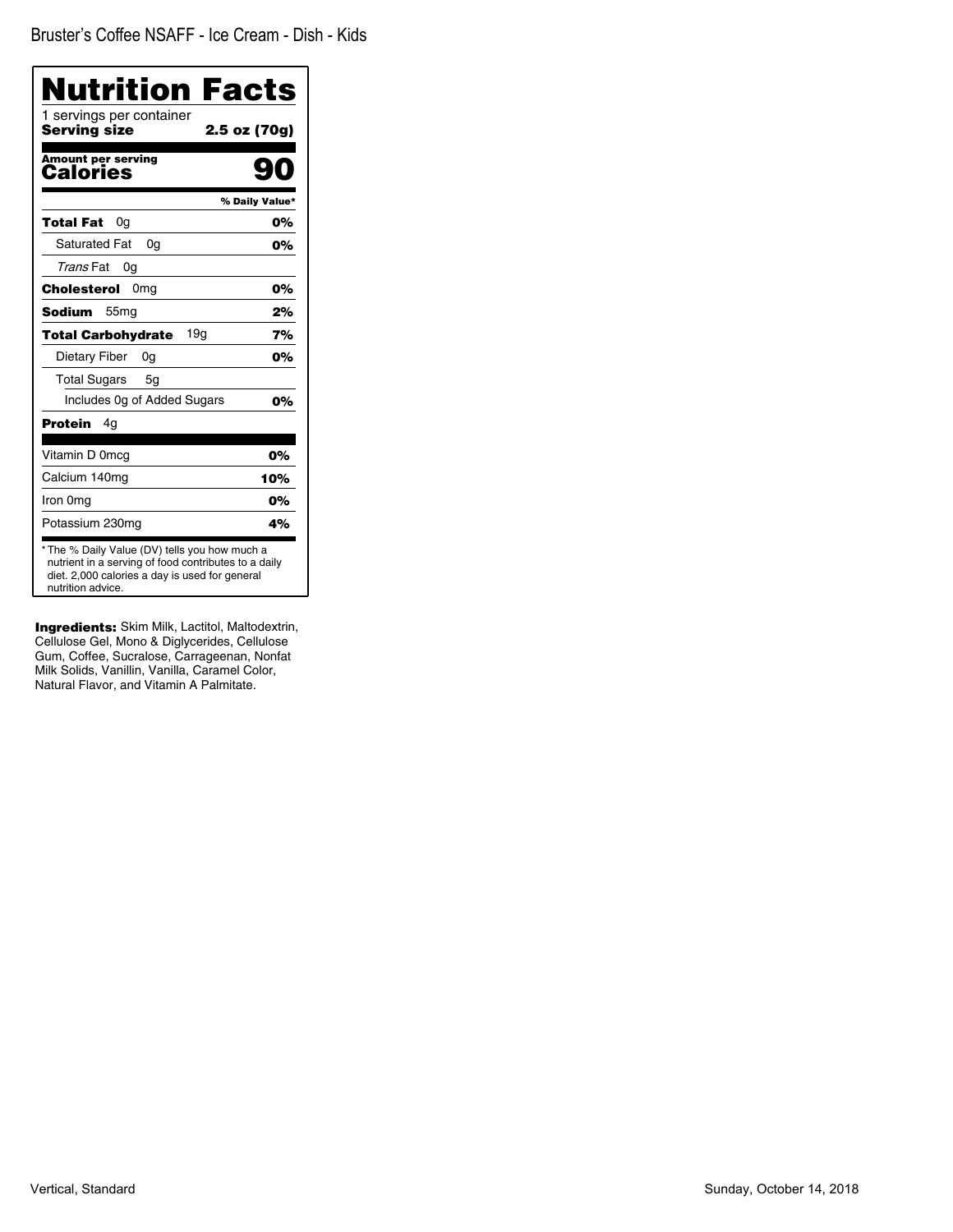Bruster's Coffee NSAFF - Ice Cream - Dish - Kids

# Nutrition Facts

1 servings per container
**Serving size** **2.5 oz (70g)**

**Amount per serving**
**Calories** **90**

| | % Daily Value* |
|---|---|
| **Total Fat** 0g | **0%** |
| Saturated Fat 0g | **0%** |
| *Trans* Fat 0g | |
| **Cholesterol** 0mg | **0%** |
| **Sodium** 55mg | **2%** |
| **Total Carbohydrate** 19g | **7%** |
| Dietary Fiber 0g | **0%** |
| Total Sugars 5g | |
| Includes 0g of Added Sugars | **0%** |
| **Protein** 4g | |
| Vitamin D 0mcg | 0% |
| Calcium 140mg | 10% |
| Iron 0mg | 0% |
| Potassium 230mg | 4% |

* The % Daily Value (DV) tells you how much a nutrient in a serving of food contributes to a daily diet. 2,000 calories a day is used for general nutrition advice.

**Ingredients:** Skim Milk, Lactitol, Maltodextrin, Cellulose Gel, Mono & Diglycerides, Cellulose Gum, Coffee, Sucralose, Carrageenan, Nonfat Milk Solids, Vanillin, Vanilla, Caramel Color, Natural Flavor, and Vitamin A Palmitate.

Vertical, Standard

Sunday, October 14, 2018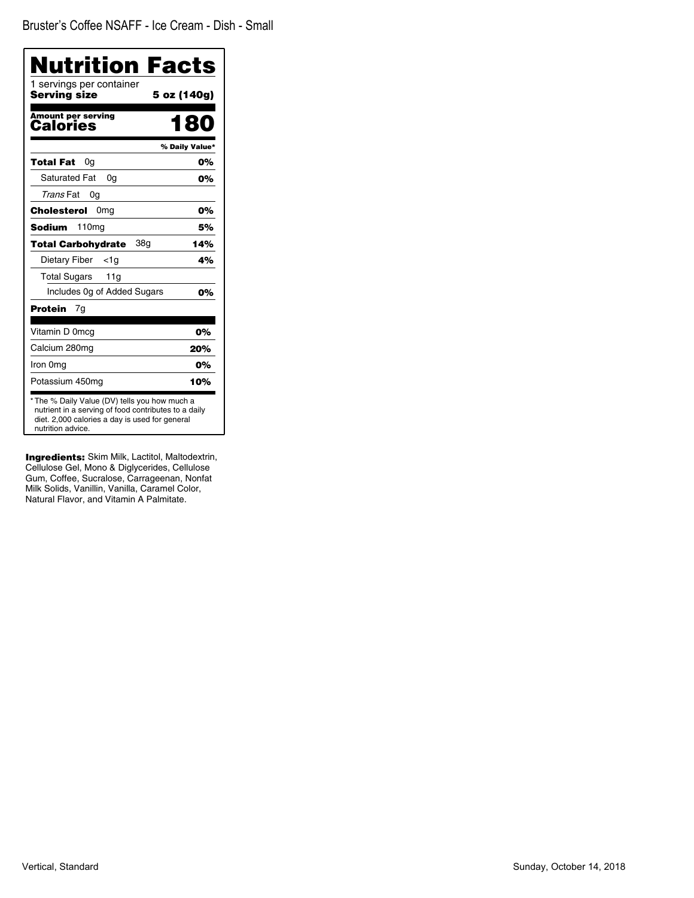Bruster's Coffee NSAFF - Ice Cream - Dish - Small

# Nutrition Facts

1 servings per container

**Serving size** **5 oz (140g)**

**Amount per serving**

**Calories** **180**

| | % Daily Value* |
|---|---|
| **Total Fat** 0g | **0%** |
| Saturated Fat 0g | **0%** |
| *Trans* Fat 0g | |
| **Cholesterol** 0mg | **0%** |
| **Sodium** 110mg | **5%** |
| **Total Carbohydrate** 38g | **14%** |
| Dietary Fiber <1g | **4%** |
| Total Sugars 11g | |
| Includes 0g of Added Sugars | **0%** |
| **Protein** 7g | |
| Vitamin D 0mcg | **0%** |
| Calcium 280mg | **20%** |
| Iron 0mg | **0%** |
| Potassium 450mg | **10%** |

* The % Daily Value (DV) tells you how much a nutrient in a serving of food contributes to a daily diet. 2,000 calories a day is used for general nutrition advice.

**Ingredients:** Skim Milk, Lactitol, Maltodextrin, Cellulose Gel, Mono & Diglycerides, Cellulose Gum, Coffee, Sucralose, Carrageenan, Nonfat Milk Solids, Vanillin, Vanilla, Caramel Color, Natural Flavor, and Vitamin A Palmitate.

Vertical, Standard

Sunday, October 14, 2018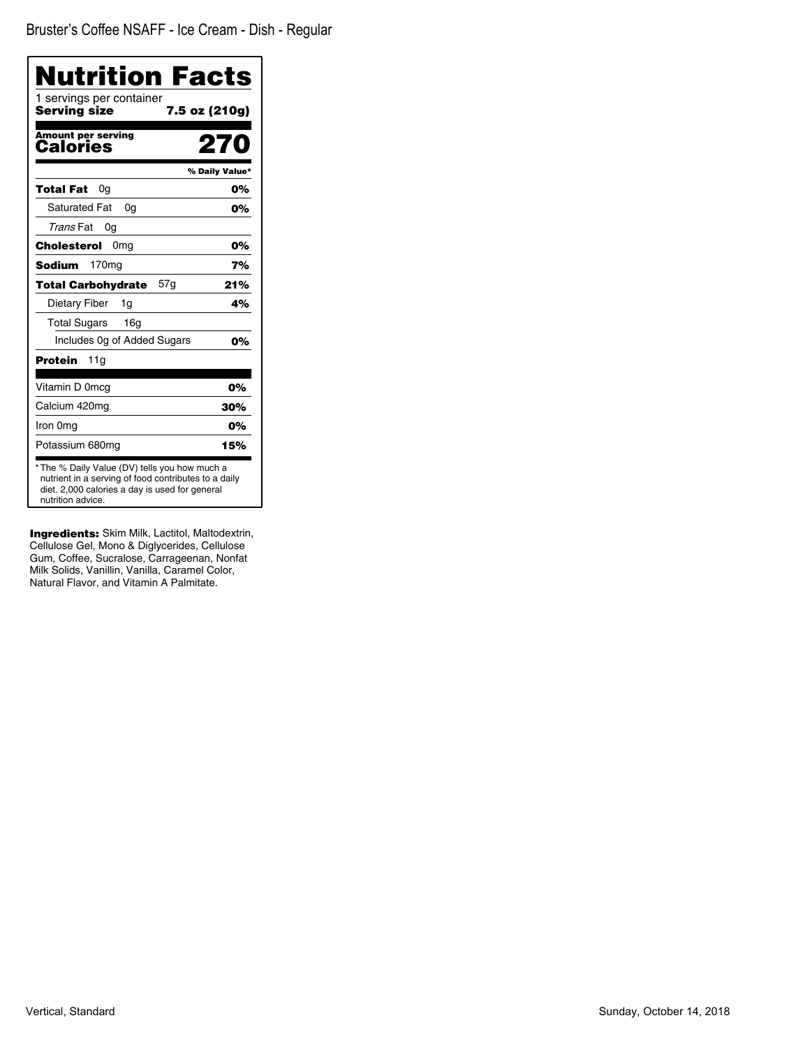Bruster's Coffee NSAFF - Ice Cream - Dish - Regular

# Nutrition Facts

1 servings per container

**Serving size** **7.5 oz (210g)**

**Amount per serving**

**Calories** **270**

| | % Daily Value* |
|---|---|
| **Total Fat** 0g | **0%** |
| Saturated Fat 0g | **0%** |
| *Trans* Fat 0g | |
| **Cholesterol** 0mg | **0%** |
| **Sodium** 170mg | **7%** |
| **Total Carbohydrate** 57g | **21%** |
| Dietary Fiber 1g | **4%** |
| Total Sugars 16g | |
| Includes 0g of Added Sugars | **0%** |
| **Protein** 11g | |
| Vitamin D 0mcg | **0%** |
| Calcium 420mg | **30%** |
| Iron 0mg | **0%** |
| Potassium 680mg | **15%** |

* The % Daily Value (DV) tells you how much a nutrient in a serving of food contributes to a daily diet. 2,000 calories a day is used for general nutrition advice.

**Ingredients:** Skim Milk, Lactitol, Maltodextrin, Cellulose Gel, Mono & Diglycerides, Cellulose Gum, Coffee, Sucralose, Carrageenan, Nonfat Milk Solids, Vanillin, Vanilla, Caramel Color, Natural Flavor, and Vitamin A Palmitate.

Vertical, Standard

Sunday, October 14, 2018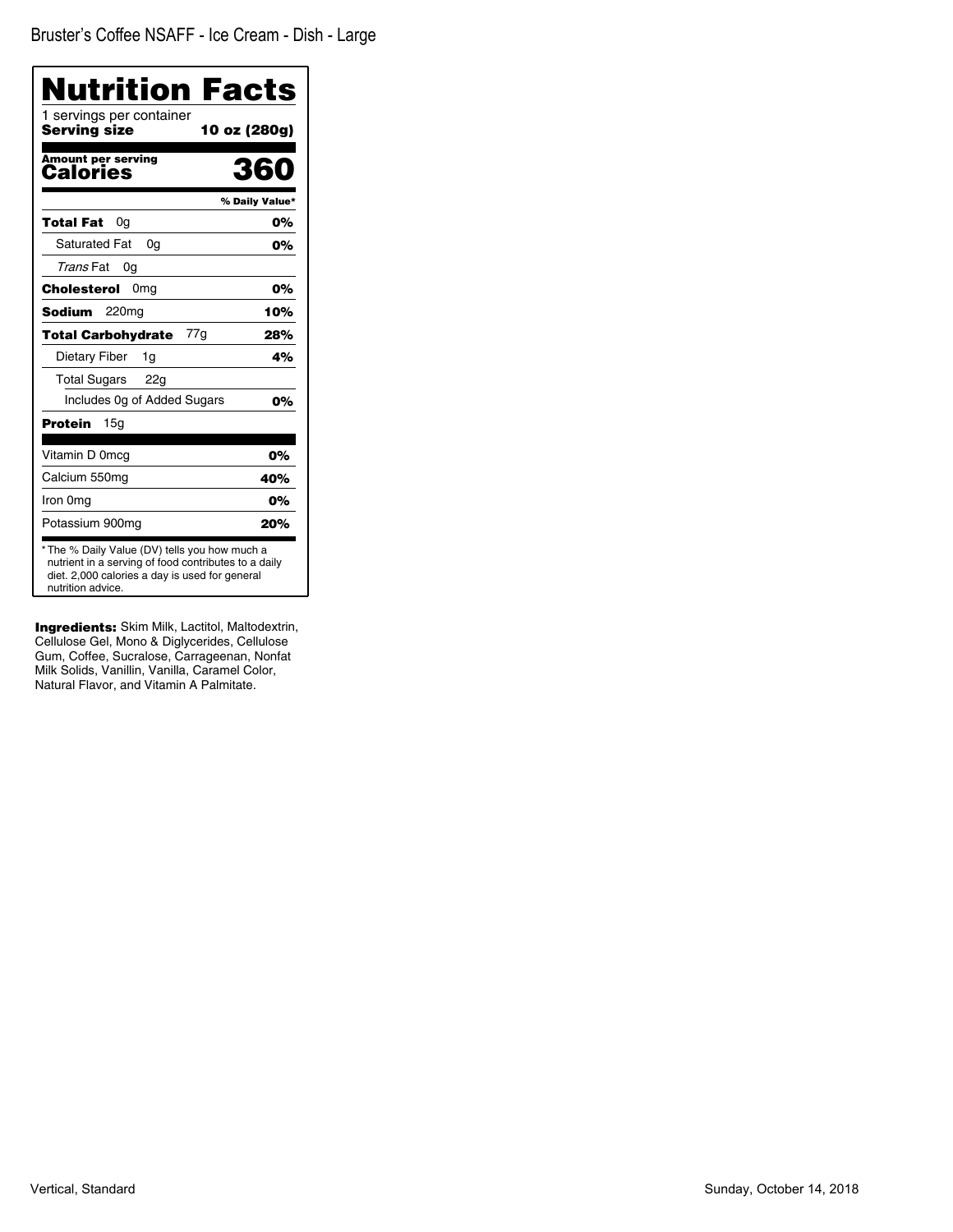Bruster's Coffee NSAFF - Ice Cream - Dish - Large

# Nutrition Facts

1 servings per container
**Serving size** **10 oz (280g)**

**Amount per serving**
**Calories** **360**

| | % Daily Value* |
|---|---|
| **Total Fat** 0g | **0%** |
| Saturated Fat 0g | **0%** |
| *Trans* Fat 0g | |
| **Cholesterol** 0mg | **0%** |
| **Sodium** 220mg | **10%** |
| **Total Carbohydrate** 77g | **28%** |
| Dietary Fiber 1g | **4%** |
| Total Sugars 22g | |
| Includes 0g of Added Sugars | **0%** |
| **Protein** 15g | |
| Vitamin D 0mcg | **0%** |
| Calcium 550mg | **40%** |
| Iron 0mg | **0%** |
| Potassium 900mg | **20%** |

* The % Daily Value (DV) tells you how much a nutrient in a serving of food contributes to a daily diet. 2,000 calories a day is used for general nutrition advice.

**Ingredients:** Skim Milk, Lactitol, Maltodextrin, Cellulose Gel, Mono & Diglycerides, Cellulose Gum, Coffee, Sucralose, Carrageenan, Nonfat Milk Solids, Vanillin, Vanilla, Caramel Color, Natural Flavor, and Vitamin A Palmitate.

Vertical, Standard

Sunday, October 14, 2018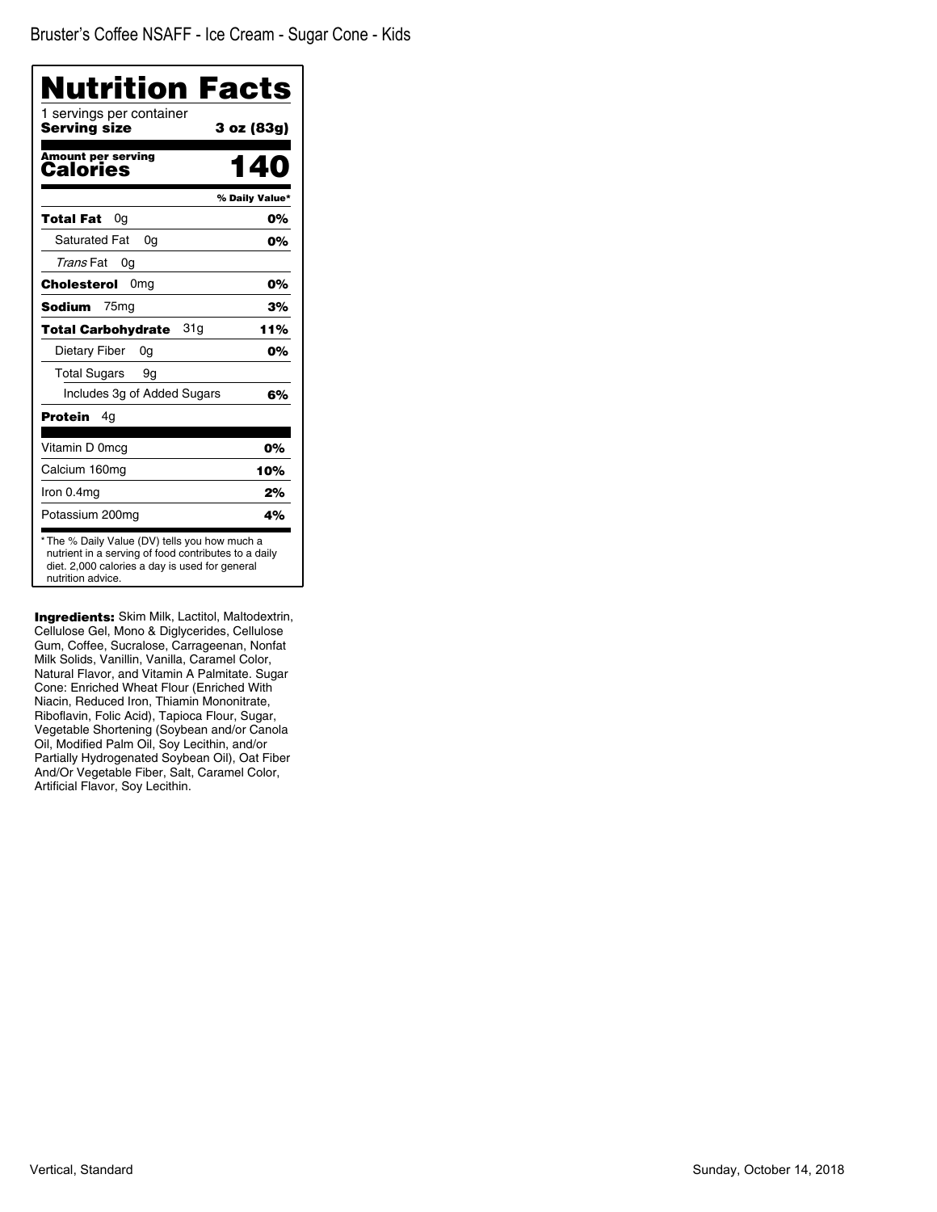Bruster's Coffee NSAFF - Ice Cream - Sugar Cone - Kids

# Nutrition Facts

1 servings per container
**Serving size** **3 oz (83g)**

**Amount per serving**
**Calories** **140**

| | % Daily Value* |
|---|---|
| **Total Fat** 0g | **0%** |
| Saturated Fat 0g | **0%** |
| *Trans* Fat 0g | |
| **Cholesterol** 0mg | **0%** |
| **Sodium** 75mg | **3%** |
| **Total Carbohydrate** 31g | **11%** |
| Dietary Fiber 0g | **0%** |
| Total Sugars 9g | |
| Includes 3g of Added Sugars | **6%** |
| **Protein** 4g | |
| Vitamin D 0mcg | **0%** |
| Calcium 160mg | **10%** |
| Iron 0.4mg | **2%** |
| Potassium 200mg | **4%** |

* The % Daily Value (DV) tells you how much a nutrient in a serving of food contributes to a daily diet. 2,000 calories a day is used for general nutrition advice.

**Ingredients:** Skim Milk, Lactitol, Maltodextrin, Cellulose Gel, Mono & Diglycerides, Cellulose Gum, Coffee, Sucralose, Carrageenan, Nonfat Milk Solids, Vanillin, Vanilla, Caramel Color, Natural Flavor, and Vitamin A Palmitate. Sugar Cone: Enriched Wheat Flour (Enriched With Niacin, Reduced Iron, Thiamin Mononitrate, Riboflavin, Folic Acid), Tapioca Flour, Sugar, Vegetable Shortening (Soybean and/or Canola Oil, Modified Palm Oil, Soy Lecithin, and/or Partially Hydrogenated Soybean Oil), Oat Fiber And/Or Vegetable Fiber, Salt, Caramel Color, Artificial Flavor, Soy Lecithin.

Vertical, Standard

Sunday, October 14, 2018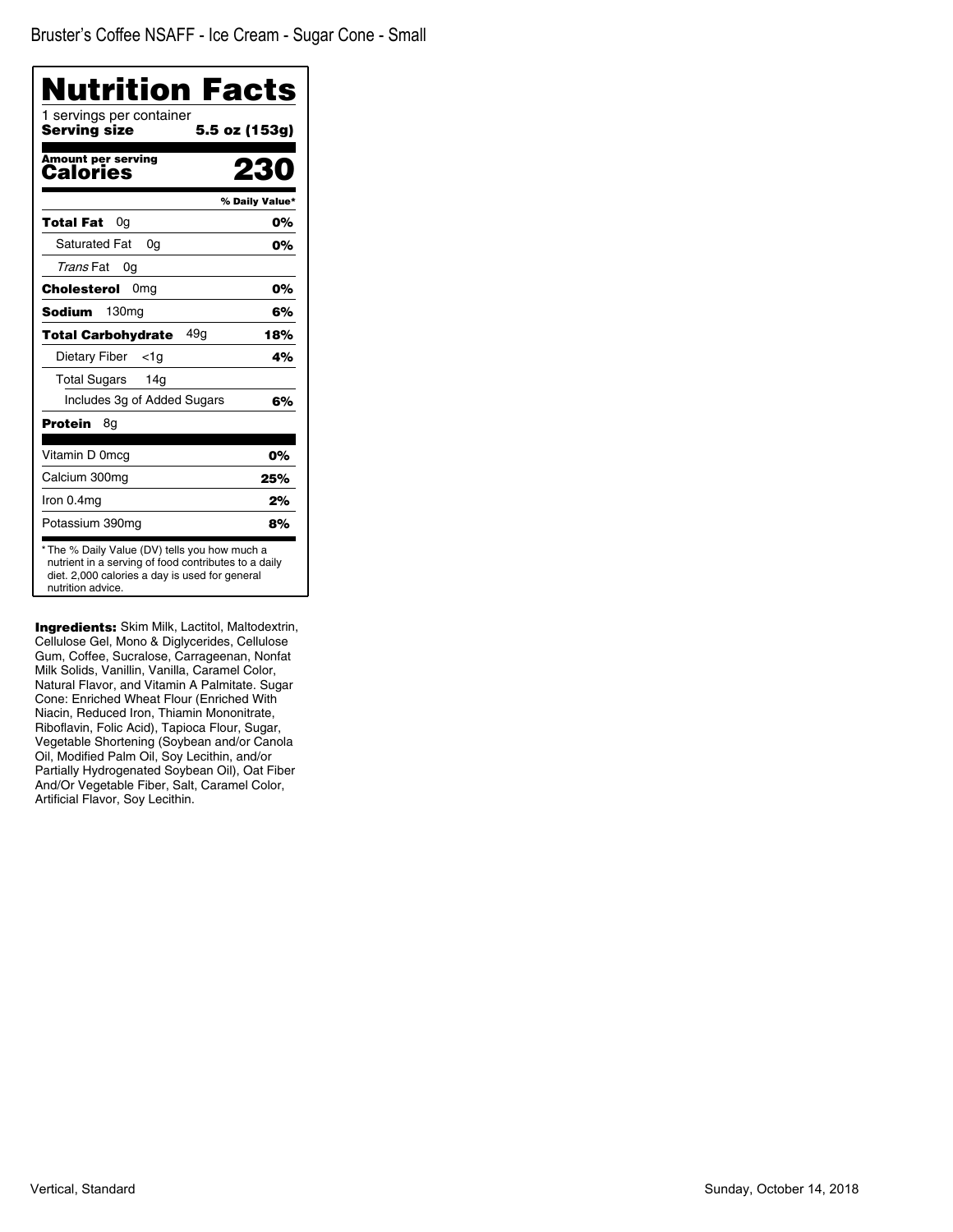Bruster's Coffee NSAFF - Ice Cream - Sugar Cone - Small

# Nutrition Facts

1 servings per container
**Serving size** **5.5 oz (153g)**

**Amount per serving**
**Calories** **230**

| | % Daily Value* |
|---|---|
| **Total Fat** 0g | **0%** |
| Saturated Fat 0g | **0%** |
| *Trans* Fat 0g | |
| **Cholesterol** 0mg | **0%** |
| **Sodium** 130mg | **6%** |
| **Total Carbohydrate** 49g | **18%** |
| Dietary Fiber <1g | **4%** |
| Total Sugars 14g | |
| Includes 3g of Added Sugars | **6%** |
| **Protein** 8g | |
| Vitamin D 0mcg | **0%** |
| Calcium 300mg | **25%** |
| Iron 0.4mg | **2%** |
| Potassium 390mg | **8%** |

* The % Daily Value (DV) tells you how much a nutrient in a serving of food contributes to a daily diet. 2,000 calories a day is used for general nutrition advice.

**Ingredients:** Skim Milk, Lactitol, Maltodextrin, Cellulose Gel, Mono & Diglycerides, Cellulose Gum, Coffee, Sucralose, Carrageenan, Nonfat Milk Solids, Vanillin, Vanilla, Caramel Color, Natural Flavor, and Vitamin A Palmitate. Sugar Cone: Enriched Wheat Flour (Enriched With Niacin, Reduced Iron, Thiamin Mononitrate, Riboflavin, Folic Acid), Tapioca Flour, Sugar, Vegetable Shortening (Soybean and/or Canola Oil, Modified Palm Oil, Soy Lecithin, and/or Partially Hydrogenated Soybean Oil), Oat Fiber And/Or Vegetable Fiber, Salt, Caramel Color, Artificial Flavor, Soy Lecithin.

Vertical, Standard

Sunday, October 14, 2018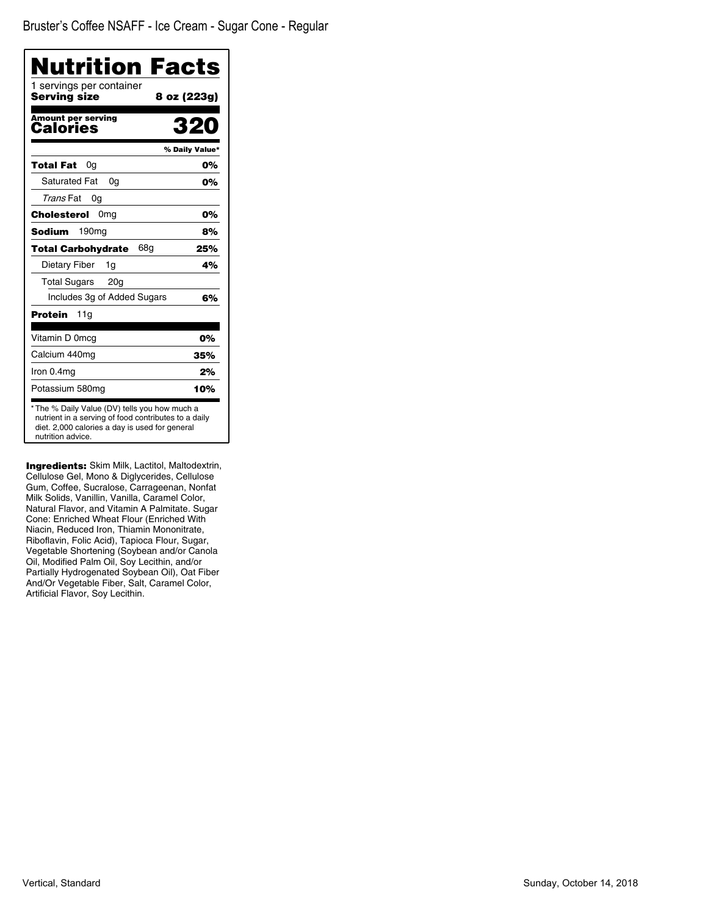Bruster's Coffee NSAFF - Ice Cream - Sugar Cone - Regular

# Nutrition Facts

1 servings per container
**Serving size** **8 oz (223g)**

**Amount per serving**
**Calories** **320**

| | % Daily Value* |
|---|---|
| **Total Fat** 0g | **0%** |
| Saturated Fat 0g | **0%** |
| *Trans* Fat 0g | |
| **Cholesterol** 0mg | **0%** |
| **Sodium** 190mg | **8%** |
| **Total Carbohydrate** 68g | **25%** |
| Dietary Fiber 1g | **4%** |
| Total Sugars 20g | |
| Includes 3g of Added Sugars | **6%** |
| **Protein** 11g | |
| Vitamin D 0mcg | **0%** |
| Calcium 440mg | **35%** |
| Iron 0.4mg | **2%** |
| Potassium 580mg | **10%** |

* The % Daily Value (DV) tells you how much a nutrient in a serving of food contributes to a daily diet. 2,000 calories a day is used for general nutrition advice.

**Ingredients:** Skim Milk, Lactitol, Maltodextrin, Cellulose Gel, Mono & Diglycerides, Cellulose Gum, Coffee, Sucralose, Carrageenan, Nonfat Milk Solids, Vanillin, Vanilla, Caramel Color, Natural Flavor, and Vitamin A Palmitate. Sugar Cone: Enriched Wheat Flour (Enriched With Niacin, Reduced Iron, Thiamin Mononitrate, Riboflavin, Folic Acid), Tapioca Flour, Sugar, Vegetable Shortening (Soybean and/or Canola Oil, Modified Palm Oil, Soy Lecithin, and/or Partially Hydrogenated Soybean Oil), Oat Fiber And/Or Vegetable Fiber, Salt, Caramel Color, Artificial Flavor, Soy Lecithin.

Vertical, Standard

Sunday, October 14, 2018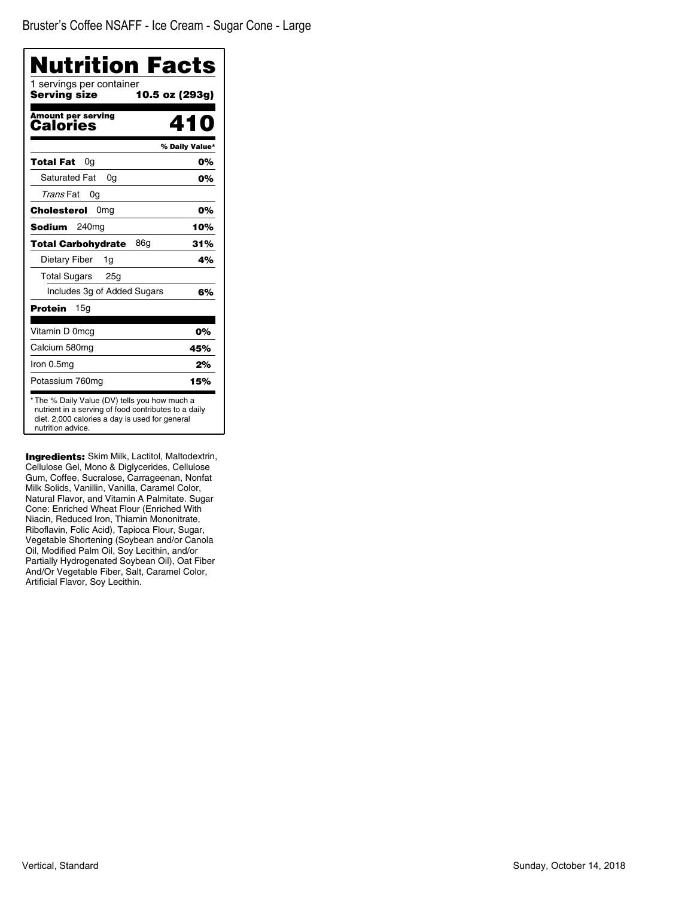Bruster’s Coffee NSAFF - Ice Cream - Sugar Cone - Large

# Nutrition Facts

1 servings per container

**Serving size** **10.5 oz (293g)**

**Amount per serving**

**Calories** **410**

| | % Daily Value* |
|---|---|
| **Total Fat** 0g | **0%** |
| Saturated Fat 0g | **0%** |
| *Trans* Fat 0g | |
| **Cholesterol** 0mg | **0%** |
| **Sodium** 240mg | **10%** |
| **Total Carbohydrate** 86g | **31%** |
| Dietary Fiber 1g | **4%** |
| Total Sugars 25g | |
| Includes 3g of Added Sugars | **6%** |
| **Protein** 15g | |
| Vitamin D 0mcg | **0%** |
| Calcium 580mg | **45%** |
| Iron 0.5mg | **2%** |
| Potassium 760mg | **15%** |

* The % Daily Value (DV) tells you how much a nutrient in a serving of food contributes to a daily diet. 2,000 calories a day is used for general nutrition advice.

**Ingredients:** Skim Milk, Lactitol, Maltodextrin, Cellulose Gel, Mono & Diglycerides, Cellulose Gum, Coffee, Sucralose, Carrageenan, Nonfat Milk Solids, Vanillin, Vanilla, Caramel Color, Natural Flavor, and Vitamin A Palmitate. Sugar Cone: Enriched Wheat Flour (Enriched With Niacin, Reduced Iron, Thiamin Mononitrate, Riboflavin, Folic Acid), Tapioca Flour, Sugar, Vegetable Shortening (Soybean and/or Canola Oil, Modified Palm Oil, Soy Lecithin, and/or Partially Hydrogenated Soybean Oil), Oat Fiber And/Or Vegetable Fiber, Salt, Caramel Color, Artificial Flavor, Soy Lecithin.

Vertical, Standard

Sunday, October 14, 2018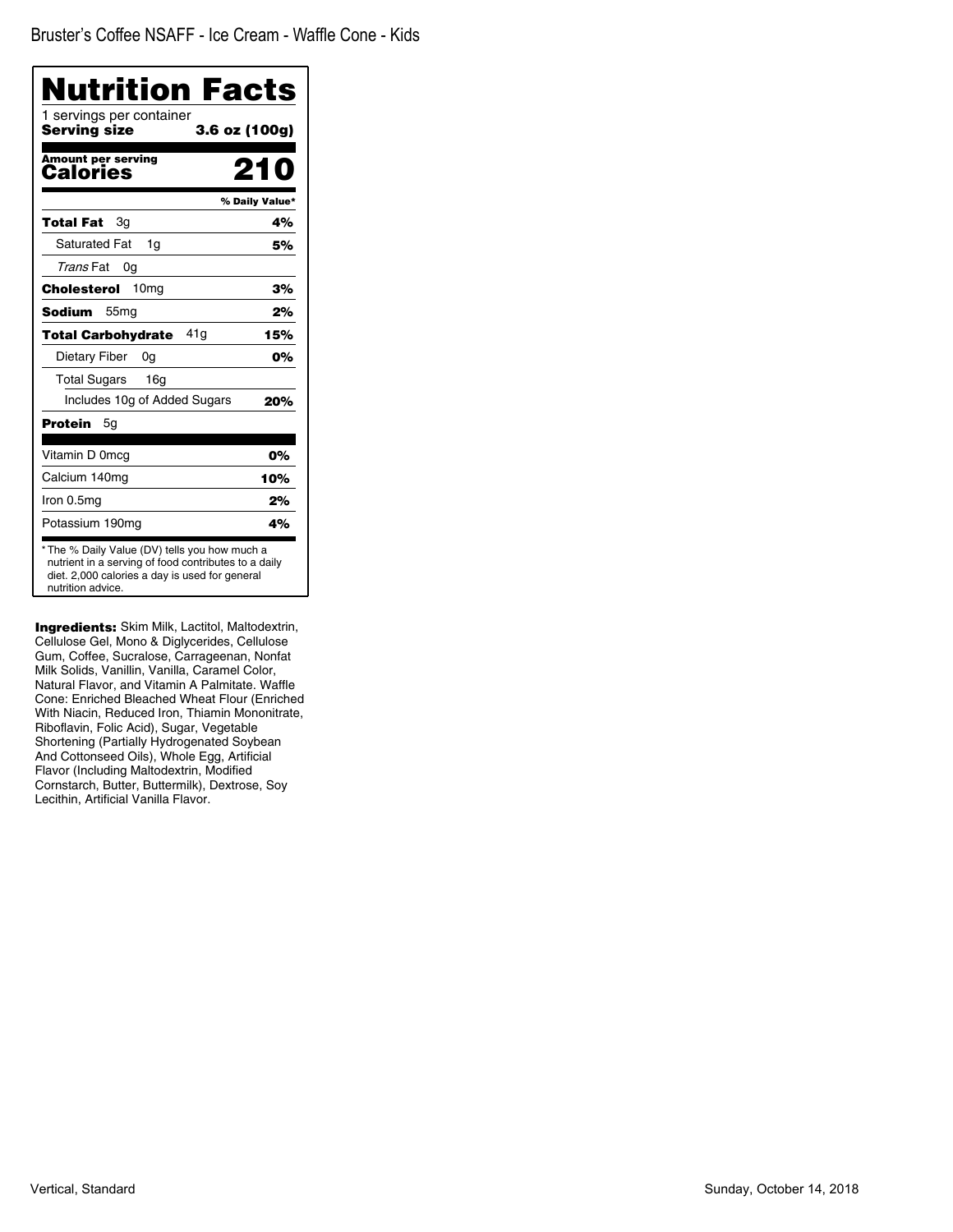Bruster's Coffee NSAFF - Ice Cream - Waffle Cone - Kids

# Nutrition Facts

1 servings per container
**Serving size** **3.6 oz (100g)**

**Amount per serving**
**Calories** **210**

| | % Daily Value* |
|---|---|
| **Total Fat** 3g | **4%** |
| Saturated Fat 1g | **5%** |
| *Trans* Fat 0g | |
| **Cholesterol** 10mg | **3%** |
| **Sodium** 55mg | **2%** |
| **Total Carbohydrate** 41g | **15%** |
| Dietary Fiber 0g | **0%** |
| Total Sugars 16g | |
| Includes 10g of Added Sugars | **20%** |
| **Protein** 5g | |
| Vitamin D 0mcg | **0%** |
| Calcium 140mg | **10%** |
| Iron 0.5mg | **2%** |
| Potassium 190mg | **4%** |

* The % Daily Value (DV) tells you how much a nutrient in a serving of food contributes to a daily diet. 2,000 calories a day is used for general nutrition advice.

**Ingredients:** Skim Milk, Lactitol, Maltodextrin, Cellulose Gel, Mono & Diglycerides, Cellulose Gum, Coffee, Sucralose, Carrageenan, Nonfat Milk Solids, Vanillin, Vanilla, Caramel Color, Natural Flavor, and Vitamin A Palmitate. Waffle Cone: Enriched Bleached Wheat Flour (Enriched With Niacin, Reduced Iron, Thiamin Mononitrate, Riboflavin, Folic Acid), Sugar, Vegetable Shortening (Partially Hydrogenated Soybean And Cottonseed Oils), Whole Egg, Artificial Flavor (Including Maltodextrin, Modified Cornstarch, Butter, Buttermilk), Dextrose, Soy Lecithin, Artificial Vanilla Flavor.

Vertical, Standard

Sunday, October 14, 2018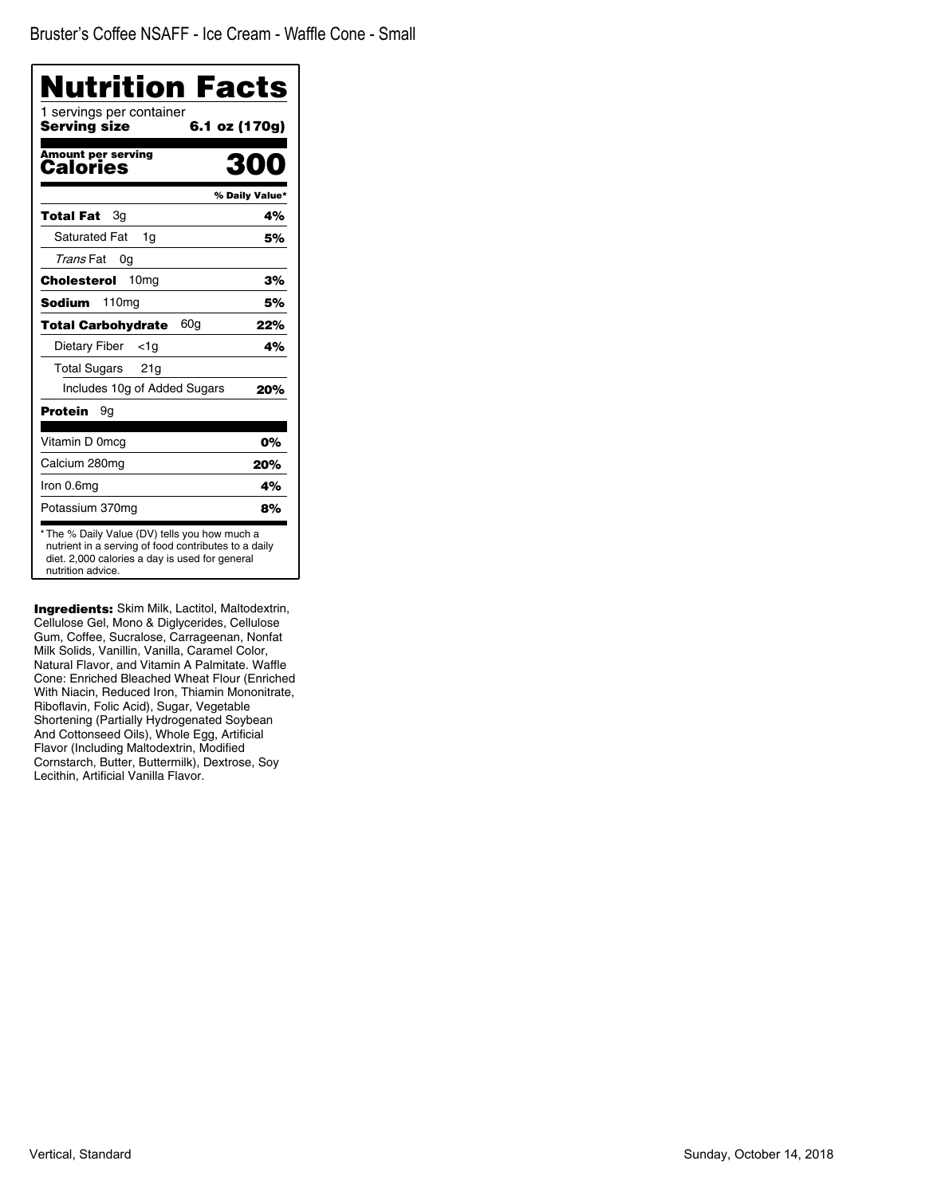Bruster's Coffee NSAFF - Ice Cream - Waffle Cone - Small

# Nutrition Facts

1 servings per container

**Serving size** **6.1 oz (170g)**

**Amount per serving**

**Calories** **300**

| | % Daily Value* |
|---|---|
| **Total Fat** 3g | **4%** |
| Saturated Fat 1g | **5%** |
| *Trans* Fat 0g | |
| **Cholesterol** 10mg | **3%** |
| **Sodium** 110mg | **5%** |
| **Total Carbohydrate** 60g | **22%** |
| Dietary Fiber <1g | **4%** |
| Total Sugars 21g | |
| Includes 10g of Added Sugars | **20%** |
| **Protein** 9g | |
| Vitamin D 0mcg | **0%** |
| Calcium 280mg | **20%** |
| Iron 0.6mg | **4%** |
| Potassium 370mg | **8%** |

* The % Daily Value (DV) tells you how much a nutrient in a serving of food contributes to a daily diet. 2,000 calories a day is used for general nutrition advice.

**Ingredients:** Skim Milk, Lactitol, Maltodextrin, Cellulose Gel, Mono & Diglycerides, Cellulose Gum, Coffee, Sucralose, Carrageenan, Nonfat Milk Solids, Vanillin, Vanilla, Caramel Color, Natural Flavor, and Vitamin A Palmitate. Waffle Cone: Enriched Bleached Wheat Flour (Enriched With Niacin, Reduced Iron, Thiamin Mononitrate, Riboflavin, Folic Acid), Sugar, Vegetable Shortening (Partially Hydrogenated Soybean And Cottonseed Oils), Whole Egg, Artificial Flavor (Including Maltodextrin, Modified Cornstarch, Butter, Buttermilk), Dextrose, Soy Lecithin, Artificial Vanilla Flavor.

Vertical, Standard

Sunday, October 14, 2018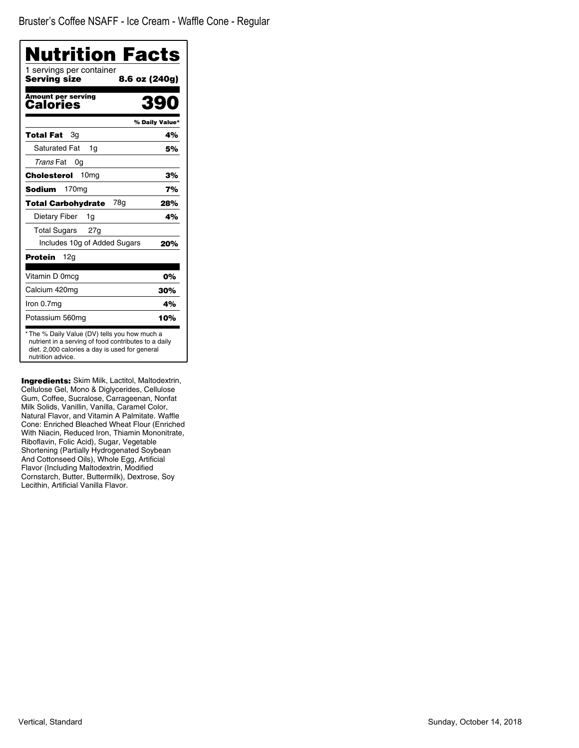Bruster's Coffee NSAFF - Ice Cream - Waffle Cone - Regular

# Nutrition Facts

1 servings per container

**Serving size** **8.6 oz (240g)**

**Amount per serving**

**Calories** **390**

| | % Daily Value* |
|---|---|
| **Total Fat** 3g | **4%** |
| Saturated Fat 1g | **5%** |
| *Trans* Fat 0g | |
| **Cholesterol** 10mg | **3%** |
| **Sodium** 170mg | **7%** |
| **Total Carbohydrate** 78g | **28%** |
| Dietary Fiber 1g | **4%** |
| Total Sugars 27g | |
| Includes 10g of Added Sugars | **20%** |
| **Protein** 12g | |
| Vitamin D 0mcg | **0%** |
| Calcium 420mg | **30%** |
| Iron 0.7mg | **4%** |
| Potassium 560mg | **10%** |

* The % Daily Value (DV) tells you how much a nutrient in a serving of food contributes to a daily diet. 2,000 calories a day is used for general nutrition advice.

**Ingredients:** Skim Milk, Lactitol, Maltodextrin, Cellulose Gel, Mono & Diglycerides, Cellulose Gum, Coffee, Sucralose, Carrageenan, Nonfat Milk Solids, Vanillin, Vanilla, Caramel Color, Natural Flavor, and Vitamin A Palmitate. Waffle Cone: Enriched Bleached Wheat Flour (Enriched With Niacin, Reduced Iron, Thiamin Mononitrate, Riboflavin, Folic Acid), Sugar, Vegetable Shortening (Partially Hydrogenated Soybean And Cottonseed Oils), Whole Egg, Artificial Flavor (Including Maltodextrin, Modified Cornstarch, Butter, Buttermilk), Dextrose, Soy Lecithin, Artificial Vanilla Flavor.

Vertical, Standard

Sunday, October 14, 2018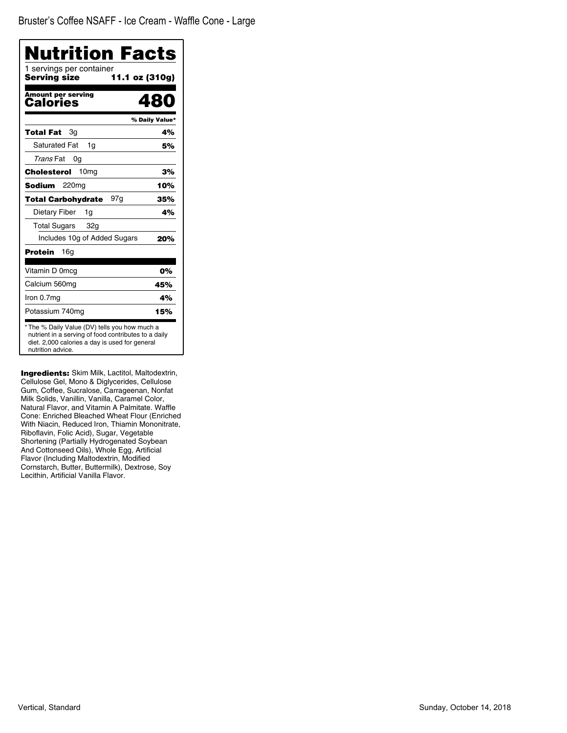Bruster's Coffee NSAFF - Ice Cream - Waffle Cone - Large

# Nutrition Facts

1 servings per container

**Serving size** **11.1 oz (310g)**

**Amount per serving**

**Calories** **480**

| | % Daily Value* |
|---|---|
| **Total Fat** 3g | **4%** |
| Saturated Fat 1g | **5%** |
| *Trans* Fat 0g | |
| **Cholesterol** 10mg | **3%** |
| **Sodium** 220mg | **10%** |
| **Total Carbohydrate** 97g | **35%** |
| Dietary Fiber 1g | **4%** |
| Total Sugars 32g | |
| Includes 10g of Added Sugars | **20%** |
| **Protein** 16g | |
| Vitamin D 0mcg | **0%** |
| Calcium 560mg | **45%** |
| Iron 0.7mg | **4%** |
| Potassium 740mg | **15%** |

\* The % Daily Value (DV) tells you how much a nutrient in a serving of food contributes to a daily diet. 2,000 calories a day is used for general nutrition advice.

**Ingredients:** Skim Milk, Lactitol, Maltodextrin, Cellulose Gel, Mono & Diglycerides, Cellulose Gum, Coffee, Sucralose, Carrageenan, Nonfat Milk Solids, Vanillin, Vanilla, Caramel Color, Natural Flavor, and Vitamin A Palmitate. Waffle Cone: Enriched Bleached Wheat Flour (Enriched With Niacin, Reduced Iron, Thiamin Mononitrate, Riboflavin, Folic Acid), Sugar, Vegetable Shortening (Partially Hydrogenated Soybean And Cottonseed Oils), Whole Egg, Artificial Flavor (Including Maltodextrin, Modified Cornstarch, Butter, Buttermilk), Dextrose, Soy Lecithin, Artificial Vanilla Flavor.

Vertical, Standard

Sunday, October 14, 2018